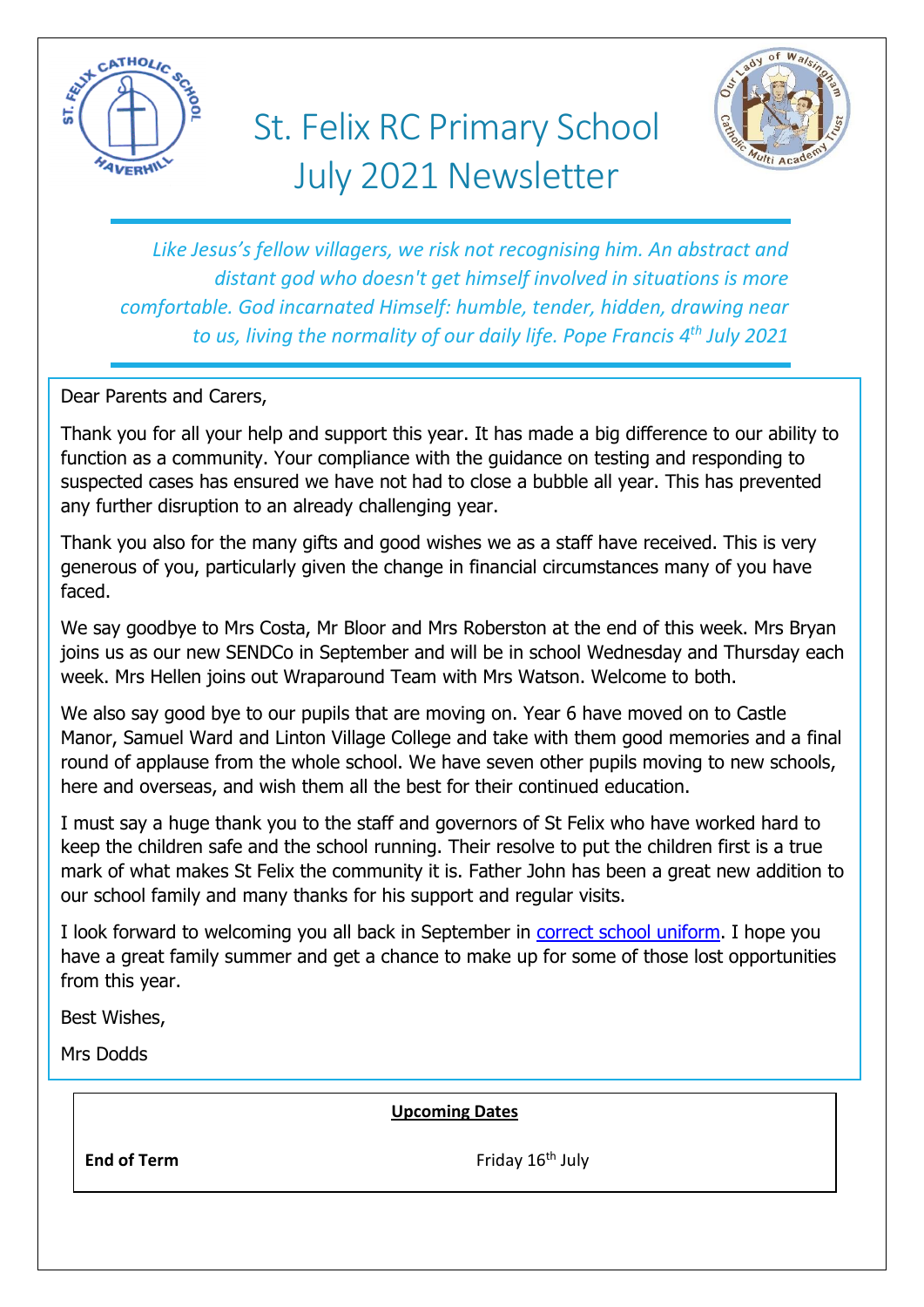# St. Felix RC Primary School July 2021 Newsletter

*Like Jesus's fellow villagers, we risk not recognising him. An abstract and distant god who doesn't get himself involved in situations is more comfortable. God incarnated Himself: humble, tender, hidden, drawing near to us, living the normality of our daily life. Pope Francis 4th July 2021*

Dear Parents and Carers,

Thank you for all your help and support this year. It has made a big difference to our ability to function as a community. Your compliance with the guidance on testing and responding to suspected cases has ensured we have not had to close a bubble all year. This has prevented any further disruption to an already challenging year.

Thank you also for the many gifts and good wishes we as a staff have received. This is very generous of you, particularly given the change in financial circumstances many of you have faced.

We say goodbye to Mrs Costa, Mr Bloor and Mrs Roberston at the end of this week. Mrs Bryan joins us as our new SENDCo in September and will be in school Wednesday and Thursday each week. Mrs Hellen joins out Wraparound Team with Mrs Watson. Welcome to both.

We also say good bye to our pupils that are moving on. Year 6 have moved on to Castle Manor, Samuel Ward and Linton Village College and take with them good memories and a final round of applause from the whole school. We have seven other pupils moving to new schools, here and overseas, and wish them all the best for their continued education.

I must say a huge thank you to the staff and governors of St Felix who have worked hard to keep the children safe and the school running. Their resolve to put the children first is a true mark of what makes St Felix the community it is. Father John has been a great new addition to our school family and many thanks for his support and regular visits.

I look forward to welcoming you all back in September in correct school uniform. I hope you have a great family summer and get a chance to make up for some of those lost opportunities from this year.

Best Wishes,

Mrs Dodds

**Upcoming Dates**

| | |
|---|---|
| **End of Term** | Friday 16th July |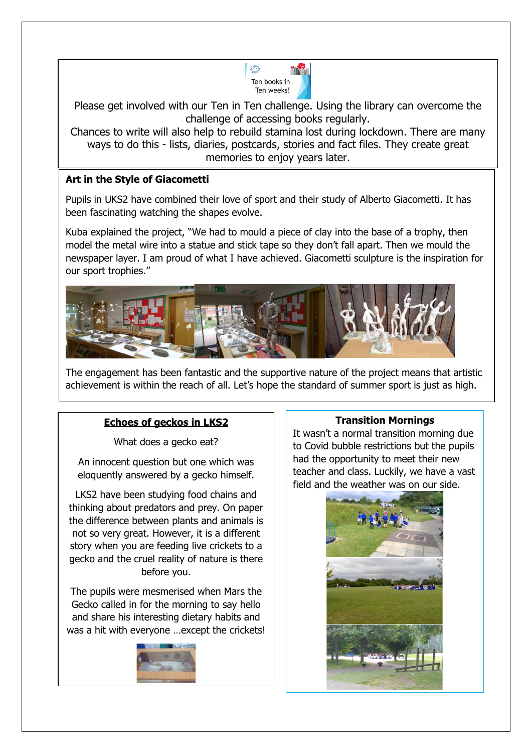Ten books in Ten weeks!

Please get involved with our Ten in Ten challenge. Using the library can overcome the challenge of accessing books regularly.
Chances to write will also help to rebuild stamina lost during lockdown. There are many ways to do this - lists, diaries, postcards, stories and fact files. They create great memories to enjoy years later.

## Art in the Style of Giacometti

Pupils in UKS2 have combined their love of sport and their study of Alberto Giacometti. It has been fascinating watching the shapes evolve.

Kuba explained the project, "We had to mould a piece of clay into the base of a trophy, then model the metal wire into a statue and stick tape so they don't fall apart. Then we mould the newspaper layer. I am proud of what I have achieved. Giacometti sculpture is the inspiration for our sport trophies."

The engagement has been fantastic and the supportive nature of the project means that artistic achievement is within the reach of all. Let's hope the standard of summer sport is just as high.

## Echoes of geckos in LKS2

What does a gecko eat?

An innocent question but one which was eloquently answered by a gecko himself.

LKS2 have been studying food chains and thinking about predators and prey. On paper the difference between plants and animals is not so very great. However, it is a different story when you are feeding live crickets to a gecko and the cruel reality of nature is there before you.

The pupils were mesmerised when Mars the Gecko called in for the morning to say hello and share his interesting dietary habits and was a hit with everyone …except the crickets!

## Transition Mornings

It wasn't a normal transition morning due to Covid bubble restrictions but the pupils had the opportunity to meet their new teacher and class. Luckily, we have a vast field and the weather was on our side.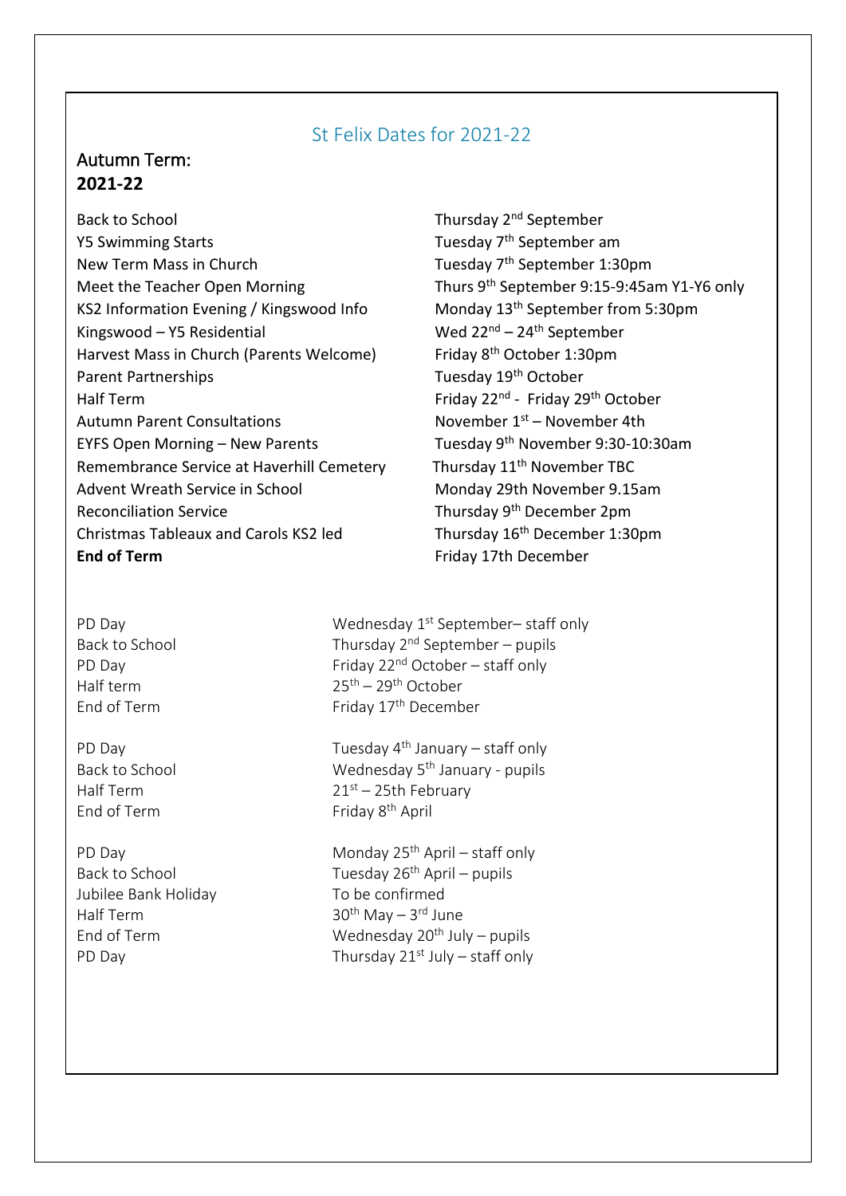# St Felix Dates for 2021-22

## Autumn Term:
## **2021-22**

| | |
|---|---|
| Back to School | Thursday 2nd September |
| Y5 Swimming Starts | Tuesday 7th September am |
| New Term Mass in Church | Tuesday 7th September 1:30pm |
| Meet the Teacher Open Morning | Thurs 9th September 9:15-9:45am Y1-Y6 only |
| KS2 Information Evening / Kingswood Info | Monday 13th September from 5:30pm |
| Kingswood – Y5 Residential | Wed 22nd – 24th September |
| Harvest Mass in Church (Parents Welcome) | Friday 8th October 1:30pm |
| Parent Partnerships | Tuesday 19th October |
| Half Term | Friday 22nd - Friday 29th October |
| Autumn Parent Consultations | November 1st – November 4th |
| EYFS Open Morning – New Parents | Tuesday 9th November 9:30-10:30am |
| Remembrance Service at Haverhill Cemetery | Thursday 11th November TBC |
| Advent Wreath Service in School | Monday 29th November 9.15am |
| Reconciliation Service | Thursday 9th December 2pm |
| Christmas Tableaux and Carols KS2 led | Thursday 16th December 1:30pm |
| **End of Term** | Friday 17th December |

| | |
|---|---|
| PD Day | Wednesday 1st September– staff only |
| Back to School | Thursday 2nd September – pupils |
| PD Day | Friday 22nd October – staff only |
| Half term | 25th – 29th October |
| End of Term | Friday 17th December |

| | |
|---|---|
| PD Day | Tuesday 4th January – staff only |
| Back to School | Wednesday 5th January - pupils |
| Half Term | 21st – 25th February |
| End of Term | Friday 8th April |

| | |
|---|---|
| PD Day | Monday 25th April – staff only |
| Back to School | Tuesday 26th April – pupils |
| Jubilee Bank Holiday | To be confirmed |
| Half Term | 30th May – 3rd June |
| End of Term | Wednesday 20th July – pupils |
| PD Day | Thursday 21st July – staff only |